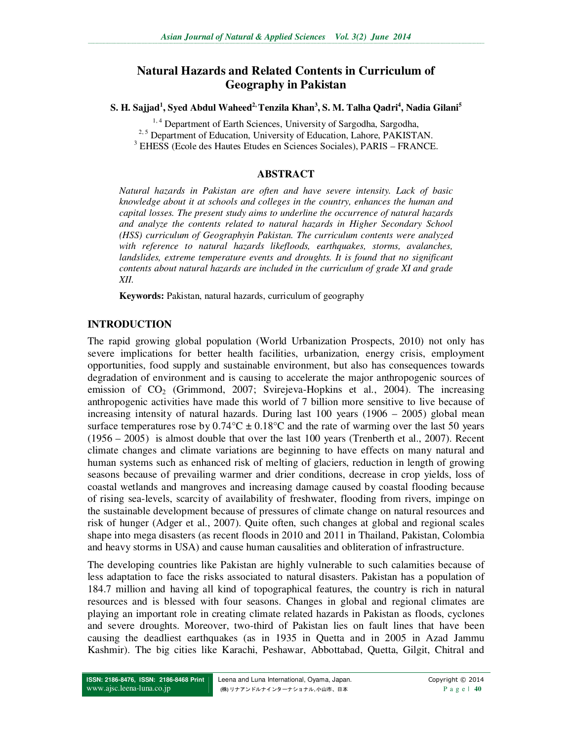# Natural Hazards and Related Contents in Curriculum of Geography in Pakistan

**S. H. Sajjad[1], Syed Abdul Waheed[2], Tenzila Khan[3], S. M. Talha Qadri[4], Nadia Gilani[5]**

[1, 4] Department of Earth Sciences, University of Sargodha, Sargodha,
[2, 5] Department of Education, University of Education, Lahore, PAKISTAN.
[3] EHESS (Ecole des Hautes Etudes en Sciences Sociales), PARIS – FRANCE.

## ABSTRACT

*Natural hazards in Pakistan are often and have severe intensity. Lack of basic knowledge about it at schools and colleges in the country, enhances the human and capital losses. The present study aims to underline the occurrence of natural hazards and analyze the contents related to natural hazards in Higher Secondary School (HSS) curriculum of Geographyin Pakistan. The curriculum contents were analyzed with reference to natural hazards likefloods, earthquakes, storms, avalanches, landslides, extreme temperature events and droughts. It is found that no significant contents about natural hazards are included in the curriculum of grade XI and grade XII.*

**Keywords:** Pakistan, natural hazards, curriculum of geography

## INTRODUCTION

The rapid growing global population (World Urbanization Prospects, 2010) not only has severe implications for better health facilities, urbanization, energy crisis, employment opportunities, food supply and sustainable environment, but also has consequences towards degradation of environment and is causing to accelerate the major anthropogenic sources of emission of $CO_2$ (Grimmond, 2007; Svirejeva-Hopkins et al., 2004). The increasing anthropogenic activities have made this world of 7 billion more sensitive to live because of increasing intensity of natural hazards. During last 100 years (1906 – 2005) global mean surface temperatures rose by 0.74°C ± 0.18°C and the rate of warming over the last 50 years (1956 – 2005) is almost double that over the last 100 years (Trenberth et al., 2007). Recent climate changes and climate variations are beginning to have effects on many natural and human systems such as enhanced risk of melting of glaciers, reduction in length of growing seasons because of prevailing warmer and drier conditions, decrease in crop yields, loss of coastal wetlands and mangroves and increasing damage caused by coastal flooding because of rising sea-levels, scarcity of availability of freshwater, flooding from rivers, impinge on the sustainable development because of pressures of climate change on natural resources and risk of hunger (Adger et al., 2007). Quite often, such changes at global and regional scales shape into mega disasters (as recent floods in 2010 and 2011 in Thailand, Pakistan, Colombia and heavy storms in USA) and cause human causalities and obliteration of infrastructure.

The developing countries like Pakistan are highly vulnerable to such calamities because of less adaptation to face the risks associated to natural disasters. Pakistan has a population of 184.7 million and having all kind of topographical features, the country is rich in natural resources and is blessed with four seasons. Changes in global and regional climates are playing an important role in creating climate related hazards in Pakistan as floods, cyclones and severe droughts. Moreover, two-third of Pakistan lies on fault lines that have been causing the deadliest earthquakes (as in 1935 in Quetta and in 2005 in Azad Jammu Kashmir). The big cities like Karachi, Peshawar, Abbottabad, Quetta, Gilgit, Chitral and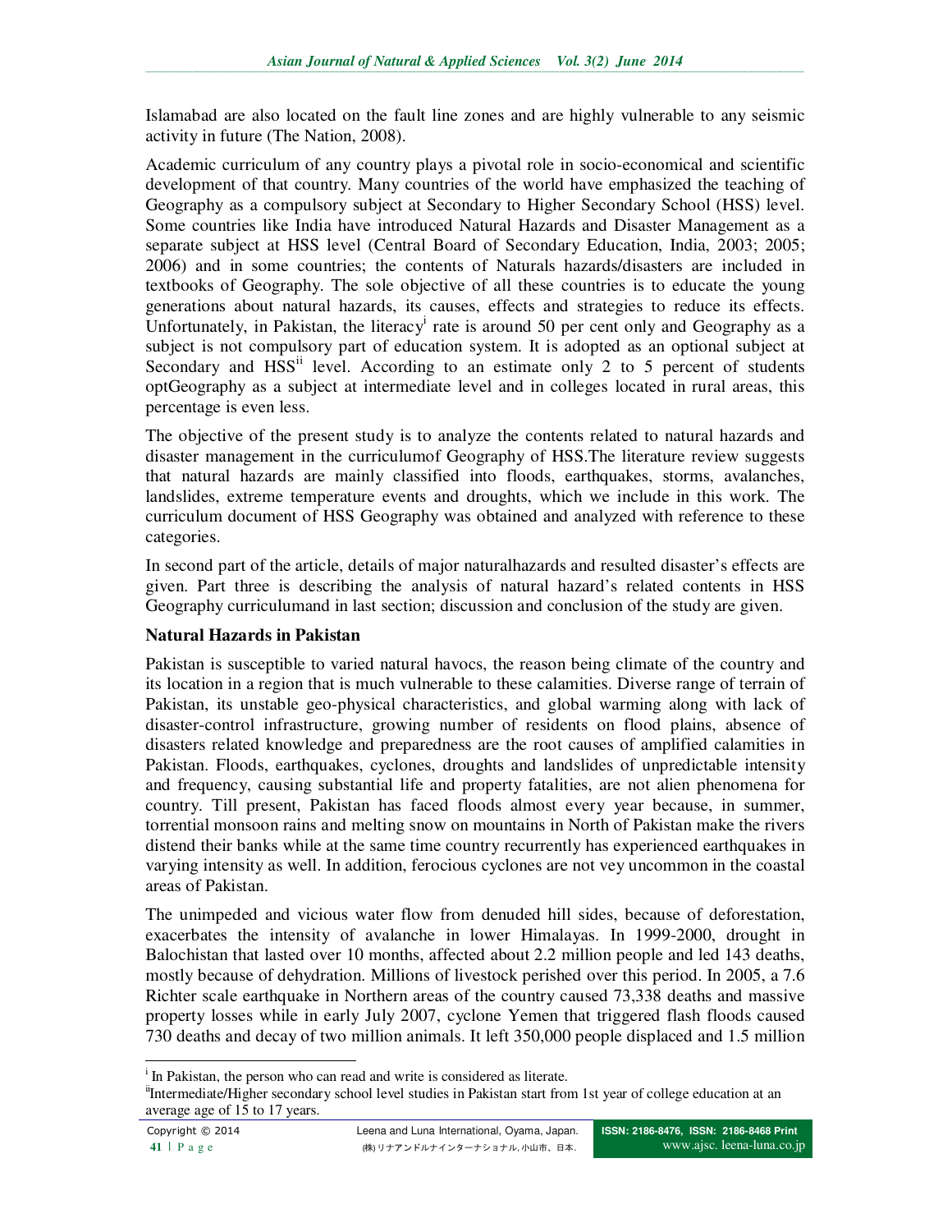Islamabad are also located on the fault line zones and are highly vulnerable to any seismic activity in future (The Nation, 2008).

Academic curriculum of any country plays a pivotal role in socio-economical and scientific development of that country. Many countries of the world have emphasized the teaching of Geography as a compulsory subject at Secondary to Higher Secondary School (HSS) level. Some countries like India have introduced Natural Hazards and Disaster Management as a separate subject at HSS level (Central Board of Secondary Education, India, 2003; 2005; 2006) and in some countries; the contents of Naturals hazards/disasters are included in textbooks of Geography. The sole objective of all these countries is to educate the young generations about natural hazards, its causes, effects and strategies to reduce its effects. Unfortunately, in Pakistan, the literacy[i] rate is around 50 per cent only and Geography as a subject is not compulsory part of education system. It is adopted as an optional subject at Secondary and HSS[ii] level. According to an estimate only 2 to 5 percent of students optGeography as a subject at intermediate level and in colleges located in rural areas, this percentage is even less.

The objective of the present study is to analyze the contents related to natural hazards and disaster management in the curriculumof Geography of HSS.The literature review suggests that natural hazards are mainly classified into floods, earthquakes, storms, avalanches, landslides, extreme temperature events and droughts, which we include in this work. The curriculum document of HSS Geography was obtained and analyzed with reference to these categories.

In second part of the article, details of major naturalhazards and resulted disaster's effects are given. Part three is describing the analysis of natural hazard's related contents in HSS Geography curriculumand in last section; discussion and conclusion of the study are given.

## Natural Hazards in Pakistan

Pakistan is susceptible to varied natural havocs, the reason being climate of the country and its location in a region that is much vulnerable to these calamities. Diverse range of terrain of Pakistan, its unstable geo-physical characteristics, and global warming along with lack of disaster-control infrastructure, growing number of residents on flood plains, absence of disasters related knowledge and preparedness are the root causes of amplified calamities in Pakistan. Floods, earthquakes, cyclones, droughts and landslides of unpredictable intensity and frequency, causing substantial life and property fatalities, are not alien phenomena for country. Till present, Pakistan has faced floods almost every year because, in summer, torrential monsoon rains and melting snow on mountains in North of Pakistan make the rivers distend their banks while at the same time country recurrently has experienced earthquakes in varying intensity as well. In addition, ferocious cyclones are not vey uncommon in the coastal areas of Pakistan.

The unimpeded and vicious water flow from denuded hill sides, because of deforestation, exacerbates the intensity of avalanche in lower Himalayas. In 1999-2000, drought in Balochistan that lasted over 10 months, affected about 2.2 million people and led 143 deaths, mostly because of dehydration. Millions of livestock perished over this period. In 2005, a 7.6 Richter scale earthquake in Northern areas of the country caused 73,338 deaths and massive property losses while in early July 2007, cyclone Yemen that triggered flash floods caused 730 deaths and decay of two million animals. It left 350,000 people displaced and 1.5 million

---

[i] In Pakistan, the person who can read and write is considered as literate.

[ii] Intermediate/Higher secondary school level studies in Pakistan start from 1st year of college education at an average age of 15 to 17 years.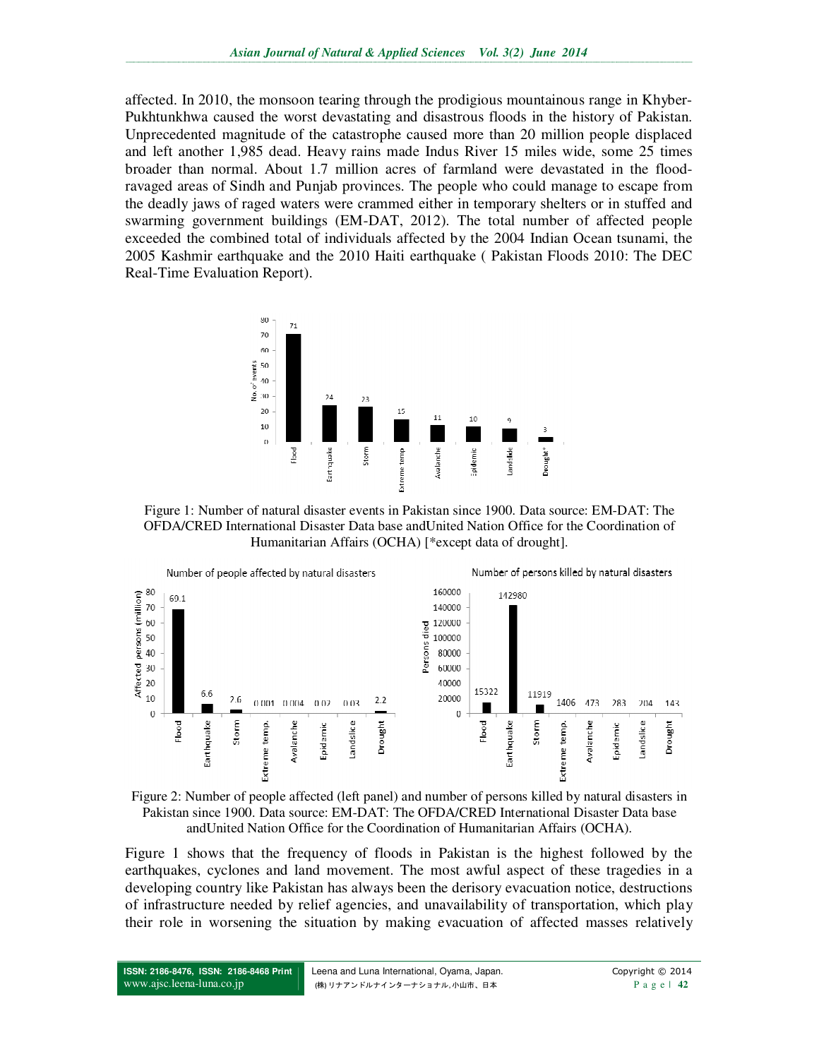affected. In 2010, the monsoon tearing through the prodigious mountainous range in Khyber-Pukhtunkhwa caused the worst devastating and disastrous floods in the history of Pakistan. Unprecedented magnitude of the catastrophe caused more than 20 million people displaced and left another 1,985 dead. Heavy rains made Indus River 15 miles wide, some 25 times broader than normal. About 1.7 million acres of farmland were devastated in the flood-ravaged areas of Sindh and Punjab provinces. The people who could manage to escape from the deadly jaws of raged waters were crammed either in temporary shelters or in stuffed and swarming government buildings (EM-DAT, 2012). The total number of affected people exceeded the combined total of individuals affected by the 2004 Indian Ocean tsunami, the 2005 Kashmir earthquake and the 2010 Haiti earthquake ( Pakistan Floods 2010: The DEC Real-Time Evaluation Report).

Figure 1: Number of natural disaster events in Pakistan since 1900. Data source: EM-DAT: The OFDA/CRED International Disaster Data base andUnited Nation Office for the Coordination of Humanitarian Affairs (OCHA) [*except data of drought].

Figure 2: Number of people affected (left panel) and number of persons killed by natural disasters in Pakistan since 1900. Data source: EM-DAT: The OFDA/CRED International Disaster Data base andUnited Nation Office for the Coordination of Humanitarian Affairs (OCHA).

Figure 1 shows that the frequency of floods in Pakistan is the highest followed by the earthquakes, cyclones and land movement. The most awful aspect of these tragedies in a developing country like Pakistan has always been the derisory evacuation notice, destructions of infrastructure needed by relief agencies, and unavailability of transportation, which play their role in worsening the situation by making evacuation of affected masses relatively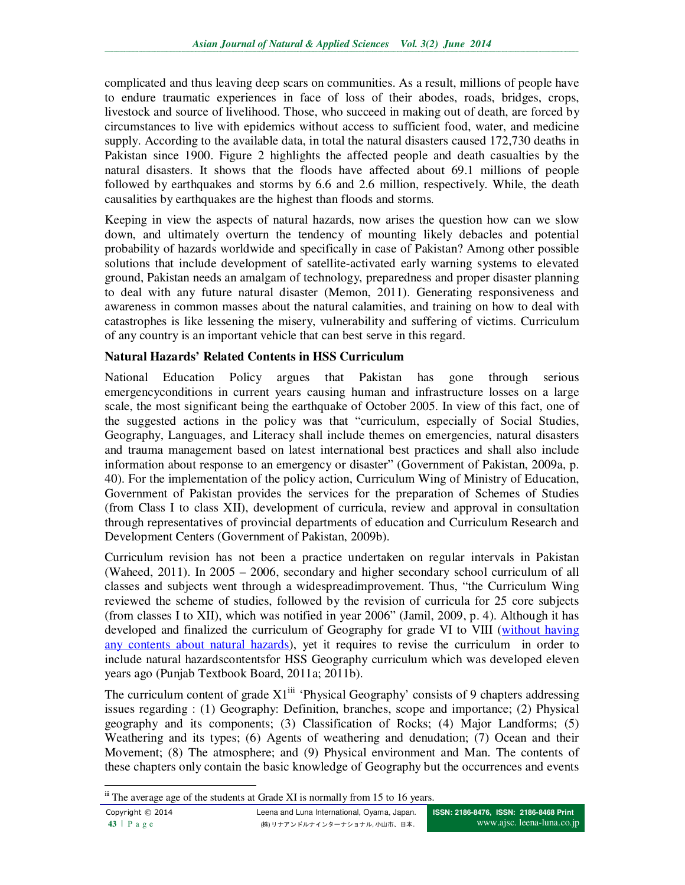complicated and thus leaving deep scars on communities. As a result, millions of people have to endure traumatic experiences in face of loss of their abodes, roads, bridges, crops, livestock and source of livelihood. Those, who succeed in making out of death, are forced by circumstances to live with epidemics without access to sufficient food, water, and medicine supply. According to the available data, in total the natural disasters caused 172,730 deaths in Pakistan since 1900. Figure 2 highlights the affected people and death casualties by the natural disasters. It shows that the floods have affected about 69.1 millions of people followed by earthquakes and storms by 6.6 and 2.6 million, respectively. While, the death causalities by earthquakes are the highest than floods and storms.

Keeping in view the aspects of natural hazards, now arises the question how can we slow down, and ultimately overturn the tendency of mounting likely debacles and potential probability of hazards worldwide and specifically in case of Pakistan? Among other possible solutions that include development of satellite-activated early warning systems to elevated ground, Pakistan needs an amalgam of technology, preparedness and proper disaster planning to deal with any future natural disaster (Memon, 2011). Generating responsiveness and awareness in common masses about the natural calamities, and training on how to deal with catastrophes is like lessening the misery, vulnerability and suffering of victims. Curriculum of any country is an important vehicle that can best serve in this regard.

**Natural Hazards' Related Contents in HSS Curriculum**

National Education Policy argues that Pakistan has gone through serious emergencyconditions in current years causing human and infrastructure losses on a large scale, the most significant being the earthquake of October 2005. In view of this fact, one of the suggested actions in the policy was that "curriculum, especially of Social Studies, Geography, Languages, and Literacy shall include themes on emergencies, natural disasters and trauma management based on latest international best practices and shall also include information about response to an emergency or disaster" (Government of Pakistan, 2009a, p. 40). For the implementation of the policy action, Curriculum Wing of Ministry of Education, Government of Pakistan provides the services for the preparation of Schemes of Studies (from Class I to class XII), development of curricula, review and approval in consultation through representatives of provincial departments of education and Curriculum Research and Development Centers (Government of Pakistan, 2009b).

Curriculum revision has not been a practice undertaken on regular intervals in Pakistan (Waheed, 2011). In 2005 – 2006, secondary and higher secondary school curriculum of all classes and subjects went through a widespreadimprovement. Thus, "the Curriculum Wing reviewed the scheme of studies, followed by the revision of curricula for 25 core subjects (from classes I to XII), which was notified in year 2006" (Jamil, 2009, p. 4). Although it has developed and finalized the curriculum of Geography for grade VI to VIII (without having any contents about natural hazards), yet it requires to revise the curriculum in order to include natural hazardscontentsfor HSS Geography curriculum which was developed eleven years ago (Punjab Textbook Board, 2011a; 2011b).

The curriculum content of grade XI[iii] 'Physical Geography' consists of 9 chapters addressing issues regarding : (1) Geography: Definition, branches, scope and importance; (2) Physical geography and its components; (3) Classification of Rocks; (4) Major Landforms; (5) Weathering and its types; (6) Agents of weathering and denudation; (7) Ocean and their Movement; (8) The atmosphere; and (9) Physical environment and Man. The contents of these chapters only contain the basic knowledge of Geography but the occurrences and events

[iii] The average age of the students at Grade XI is normally from 15 to 16 years.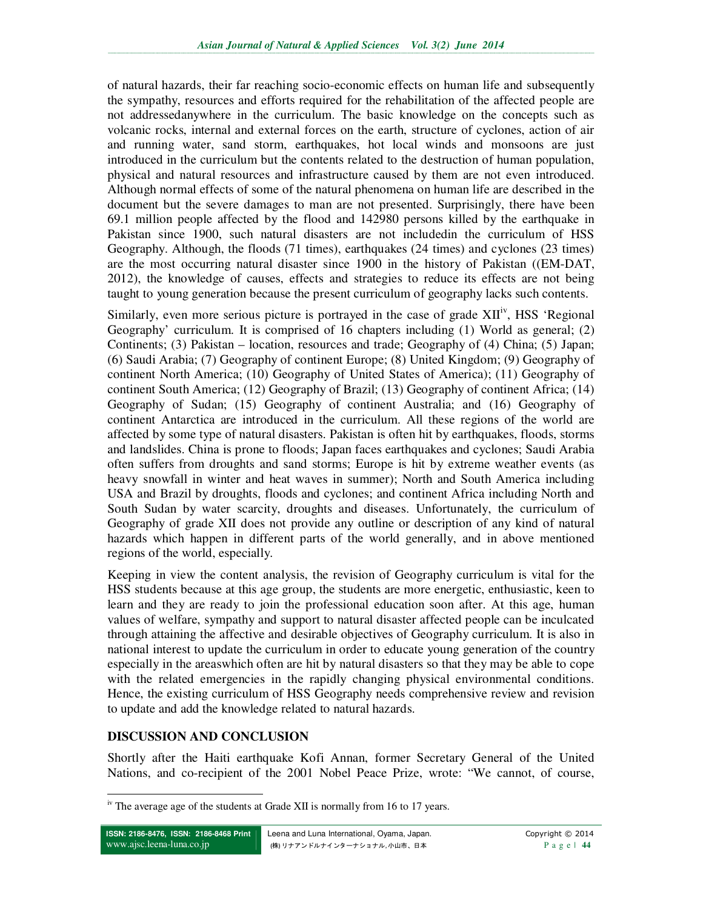of natural hazards, their far reaching socio-economic effects on human life and subsequently the sympathy, resources and efforts required for the rehabilitation of the affected people are not addressedanywhere in the curriculum. The basic knowledge on the concepts such as volcanic rocks, internal and external forces on the earth, structure of cyclones, action of air and running water, sand storm, earthquakes, hot local winds and monsoons are just introduced in the curriculum but the contents related to the destruction of human population, physical and natural resources and infrastructure caused by them are not even introduced. Although normal effects of some of the natural phenomena on human life are described in the document but the severe damages to man are not presented. Surprisingly, there have been 69.1 million people affected by the flood and 142980 persons killed by the earthquake in Pakistan since 1900, such natural disasters are not includedin the curriculum of HSS Geography. Although, the floods (71 times), earthquakes (24 times) and cyclones (23 times) are the most occurring natural disaster since 1900 in the history of Pakistan ((EM-DAT, 2012), the knowledge of causes, effects and strategies to reduce its effects are not being taught to young generation because the present curriculum of geography lacks such contents.

Similarly, even more serious picture is portrayed in the case of grade XII[iv], HSS 'Regional Geography' curriculum. It is comprised of 16 chapters including (1) World as general; (2) Continents; (3) Pakistan – location, resources and trade; Geography of (4) China; (5) Japan; (6) Saudi Arabia; (7) Geography of continent Europe; (8) United Kingdom; (9) Geography of continent North America; (10) Geography of United States of America); (11) Geography of continent South America; (12) Geography of Brazil; (13) Geography of continent Africa; (14) Geography of Sudan; (15) Geography of continent Australia; and (16) Geography of continent Antarctica are introduced in the curriculum. All these regions of the world are affected by some type of natural disasters. Pakistan is often hit by earthquakes, floods, storms and landslides. China is prone to floods; Japan faces earthquakes and cyclones; Saudi Arabia often suffers from droughts and sand storms; Europe is hit by extreme weather events (as heavy snowfall in winter and heat waves in summer); North and South America including USA and Brazil by droughts, floods and cyclones; and continent Africa including North and South Sudan by water scarcity, droughts and diseases. Unfortunately, the curriculum of Geography of grade XII does not provide any outline or description of any kind of natural hazards which happen in different parts of the world generally, and in above mentioned regions of the world, especially.

Keeping in view the content analysis, the revision of Geography curriculum is vital for the HSS students because at this age group, the students are more energetic, enthusiastic, keen to learn and they are ready to join the professional education soon after. At this age, human values of welfare, sympathy and support to natural disaster affected people can be inculcated through attaining the affective and desirable objectives of Geography curriculum. It is also in national interest to update the curriculum in order to educate young generation of the country especially in the areaswhich often are hit by natural disasters so that they may be able to cope with the related emergencies in the rapidly changing physical environmental conditions. Hence, the existing curriculum of HSS Geography needs comprehensive review and revision to update and add the knowledge related to natural hazards.

## DISCUSSION AND CONCLUSION

Shortly after the Haiti earthquake Kofi Annan, former Secretary General of the United Nations, and co-recipient of the 2001 Nobel Peace Prize, wrote: "We cannot, of course,

[iv] The average age of the students at Grade XII is normally from 16 to 17 years.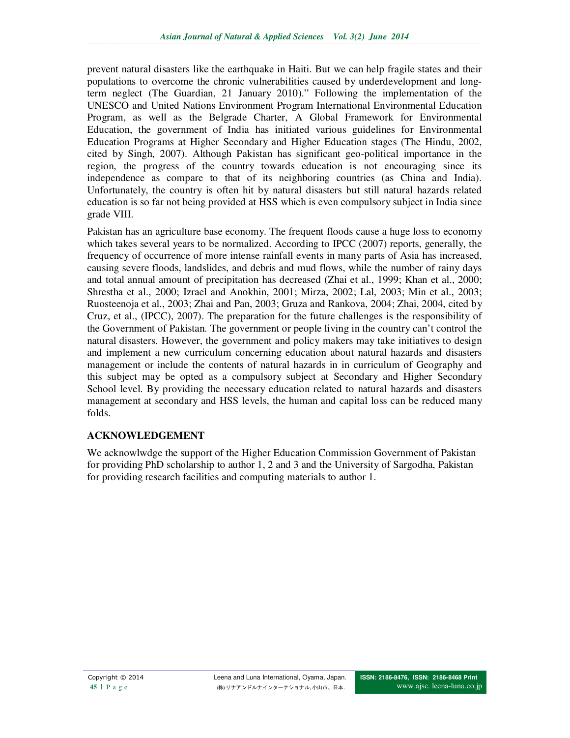prevent natural disasters like the earthquake in Haiti. But we can help fragile states and their populations to overcome the chronic vulnerabilities caused by underdevelopment and long-term neglect (The Guardian, 21 January 2010)." Following the implementation of the UNESCO and United Nations Environment Program International Environmental Education Program, as well as the Belgrade Charter, A Global Framework for Environmental Education, the government of India has initiated various guidelines for Environmental Education Programs at Higher Secondary and Higher Education stages (The Hindu, 2002, cited by Singh, 2007). Although Pakistan has significant geo-political importance in the region, the progress of the country towards education is not encouraging since its independence as compare to that of its neighboring countries (as China and India). Unfortunately, the country is often hit by natural disasters but still natural hazards related education is so far not being provided at HSS which is even compulsory subject in India since grade VIII.

Pakistan has an agriculture base economy. The frequent floods cause a huge loss to economy which takes several years to be normalized. According to IPCC (2007) reports, generally, the frequency of occurrence of more intense rainfall events in many parts of Asia has increased, causing severe floods, landslides, and debris and mud flows, while the number of rainy days and total annual amount of precipitation has decreased (Zhai et al., 1999; Khan et al., 2000; Shrestha et al., 2000; Izrael and Anokhin, 2001; Mirza, 2002; Lal, 2003; Min et al., 2003; Ruosteenoja et al., 2003; Zhai and Pan, 2003; Gruza and Rankova, 2004; Zhai, 2004, cited by Cruz, et al., (IPCC), 2007). The preparation for the future challenges is the responsibility of the Government of Pakistan. The government or people living in the country can't control the natural disasters. However, the government and policy makers may take initiatives to design and implement a new curriculum concerning education about natural hazards and disasters management or include the contents of natural hazards in in curriculum of Geography and this subject may be opted as a compulsory subject at Secondary and Higher Secondary School level. By providing the necessary education related to natural hazards and disasters management at secondary and HSS levels, the human and capital loss can be reduced many folds.

## ACKNOWLEDGEMENT

We acknowlwdge the support of the Higher Education Commission Government of Pakistan for providing PhD scholarship to author 1, 2 and 3 and the University of Sargodha, Pakistan for providing research facilities and computing materials to author 1.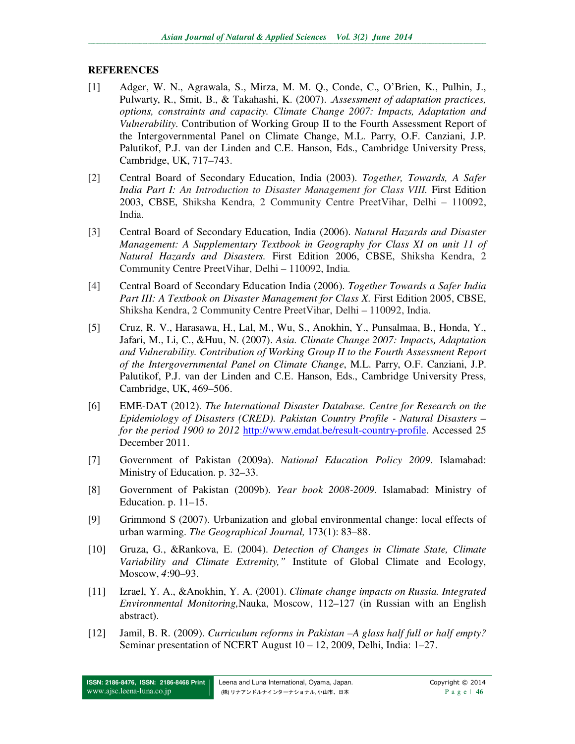## REFERENCES

[1] Adger, W. N., Agrawala, S., Mirza, M. M. Q., Conde, C., O'Brien, K., Pulhin, J., Pulwarty, R., Smit, B., & Takahashi, K. (2007). .*Assessment of adaptation practices, options, constraints and capacity. Climate Change 2007: Impacts, Adaptation and Vulnerability*. Contribution of Working Group II to the Fourth Assessment Report of the Intergovernmental Panel on Climate Change, M.L. Parry, O.F. Canziani, J.P. Palutikof, P.J. van der Linden and C.E. Hanson, Eds., Cambridge University Press, Cambridge, UK, 717–743.

[2] Central Board of Secondary Education, India (2003). *Together, Towards, A Safer India Part I: An Introduction to Disaster Management for Class VIII.* First Edition 2003, CBSE, Shiksha Kendra, 2 Community Centre PreetVihar, Delhi – 110092, India.

[3] Central Board of Secondary Education, India (2006). *Natural Hazards and Disaster Management: A Supplementary Textbook in Geography for Class XI on unit 11 of Natural Hazards and Disasters.* First Edition 2006, CBSE, Shiksha Kendra, 2 Community Centre PreetVihar, Delhi – 110092, India.

[4] Central Board of Secondary Education India (2006). *Together Towards a Safer India Part III: A Textbook on Disaster Management for Class X.* First Edition 2005, CBSE, Shiksha Kendra, 2 Community Centre PreetVihar, Delhi – 110092, India.

[5] Cruz, R. V., Harasawa, H., Lal, M., Wu, S., Anokhin, Y., Punsalmaa, B., Honda, Y., Jafari, M., Li, C., &Huu, N. (2007). *Asia. Climate Change 2007: Impacts, Adaptation and Vulnerability. Contribution of Working Group II to the Fourth Assessment Report of the Intergovernmental Panel on Climate Change*, M.L. Parry, O.F. Canziani, J.P. Palutikof, P.J. van der Linden and C.E. Hanson, Eds., Cambridge University Press, Cambridge, UK, 469–506.

[6] EME-DAT (2012). *The International Disaster Database. Centre for Research on the Epidemiology of Disasters (CRED). Pakistan Country Profile - Natural Disasters – for the period 1900 to 2012* http://www.emdat.be/result-country-profile. Accessed 25 December 2011.

[7] Government of Pakistan (2009a). *National Education Policy 2009.* Islamabad: Ministry of Education. p. 32–33.

[8] Government of Pakistan (2009b). *Year book 2008-2009.* Islamabad: Ministry of Education. p. 11–15.

[9] Grimmond S (2007). Urbanization and global environmental change: local effects of urban warming. *The Geographical Journal,* 173(1): 83–88.

[10] Gruza, G., &Rankova, E. (2004). *Detection of Changes in Climate State, Climate Variability and Climate Extremity,"* Institute of Global Climate and Ecology, Moscow, *4*:90–93.

[11] Izrael, Y. A., &Anokhin, Y. A. (2001). *Climate change impacts on Russia. Integrated Environmental Monitoring,*Nauka, Moscow, 112–127 (in Russian with an English abstract).

[12] Jamil, B. R. (2009). *Curriculum reforms in Pakistan –A glass half full or half empty?* Seminar presentation of NCERT August 10 – 12, 2009, Delhi, India: 1–27.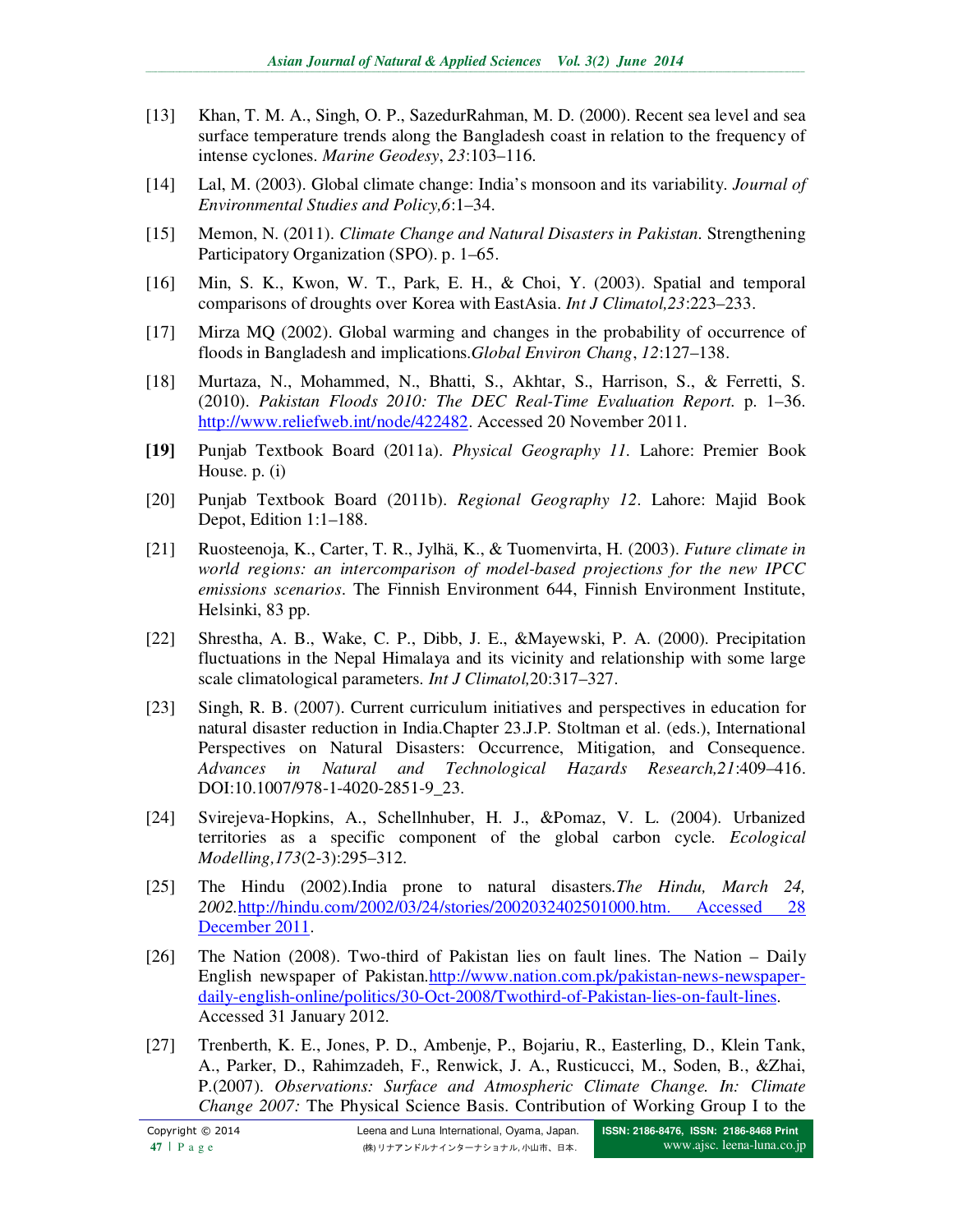[13] Khan, T. M. A., Singh, O. P., SazedurRahman, M. D. (2000). Recent sea level and sea surface temperature trends along the Bangladesh coast in relation to the frequency of intense cyclones. *Marine Geodesy*, *23*:103–116.

[14] Lal, M. (2003). Global climate change: India's monsoon and its variability. *Journal of Environmental Studies and Policy,6*:1–34.

[15] Memon, N. (2011). *Climate Change and Natural Disasters in Pakistan*. Strengthening Participatory Organization (SPO). p. 1–65.

[16] Min, S. K., Kwon, W. T., Park, E. H., & Choi, Y. (2003). Spatial and temporal comparisons of droughts over Korea with EastAsia. *Int J Climatol,23*:223–233.

[17] Mirza MQ (2002). Global warming and changes in the probability of occurrence of floods in Bangladesh and implications.*Global Environ Chang*, *12*:127–138.

[18] Murtaza, N., Mohammed, N., Bhatti, S., Akhtar, S., Harrison, S., & Ferretti, S. (2010). *Pakistan Floods 2010: The DEC Real-Time Evaluation Report*. p. 1–36. http://www.reliefweb.int/node/422482. Accessed 20 November 2011.

**[19]** Punjab Textbook Board (2011a). *Physical Geography 11*. Lahore: Premier Book House. p. (i)

[20] Punjab Textbook Board (2011b). *Regional Geography 12*. Lahore: Majid Book Depot, Edition 1:1–188.

[21] Ruosteenoja, K., Carter, T. R., Jylhä, K., & Tuomenvirta, H. (2003). *Future climate in world regions: an intercomparison of model-based projections for the new IPCC emissions scenarios*. The Finnish Environment 644, Finnish Environment Institute, Helsinki, 83 pp.

[22] Shrestha, A. B., Wake, C. P., Dibb, J. E., &Mayewski, P. A. (2000). Precipitation fluctuations in the Nepal Himalaya and its vicinity and relationship with some large scale climatological parameters. *Int J Climatol,*20:317–327.

[23] Singh, R. B. (2007). Current curriculum initiatives and perspectives in education for natural disaster reduction in India.Chapter 23.J.P. Stoltman et al. (eds.), International Perspectives on Natural Disasters: Occurrence, Mitigation, and Consequence. *Advances in Natural and Technological Hazards Research,21*:409–416. DOI:10.1007/978-1-4020-2851-9_23.

[24] Svirejeva-Hopkins, A., Schellnhuber, H. J., &Pomaz, V. L. (2004). Urbanized territories as a specific component of the global carbon cycle. *Ecological Modelling,173*(2-3):295–312.

[25] The Hindu (2002).India prone to natural disasters.*The Hindu, March 24, 2002.*http://hindu.com/2002/03/24/stories/2002032402501000.htm. Accessed 28 December 2011.

[26] The Nation (2008). Two-third of Pakistan lies on fault lines. The Nation – Daily English newspaper of Pakistan.http://www.nation.com.pk/pakistan-news-newspaper-daily-english-online/politics/30-Oct-2008/Twothird-of-Pakistan-lies-on-fault-lines. Accessed 31 January 2012.

[27] Trenberth, K. E., Jones, P. D., Ambenje, P., Bojariu, R., Easterling, D., Klein Tank, A., Parker, D., Rahimzadeh, F., Renwick, J. A., Rusticucci, M., Soden, B., &Zhai, P.(2007). *Observations: Surface and Atmospheric Climate Change. In: Climate Change 2007:* The Physical Science Basis. Contribution of Working Group I to the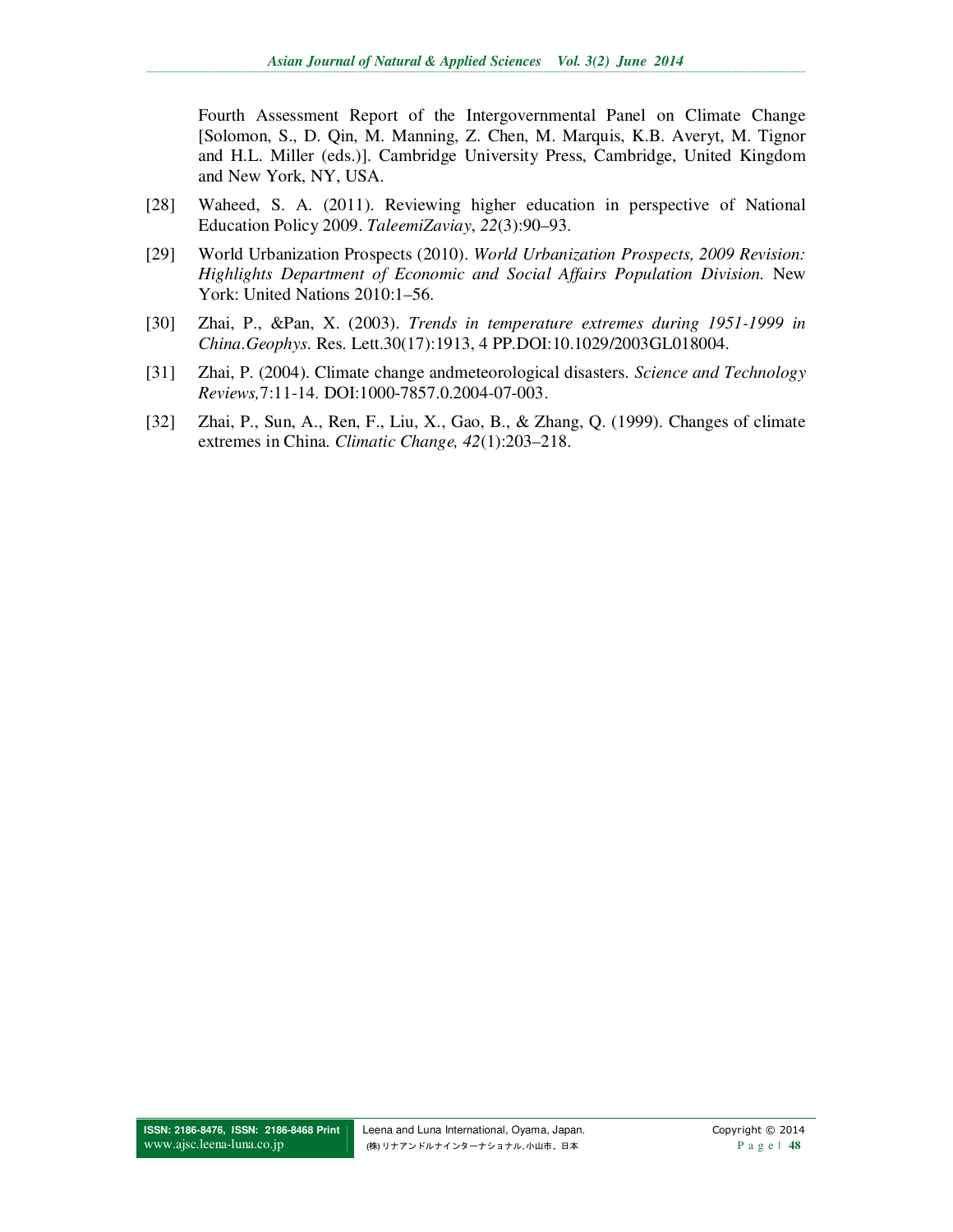Fourth Assessment Report of the Intergovernmental Panel on Climate Change [Solomon, S., D. Qin, M. Manning, Z. Chen, M. Marquis, K.B. Averyt, M. Tignor and H.L. Miller (eds.)]. Cambridge University Press, Cambridge, United Kingdom and New York, NY, USA.

[28] Waheed, S. A. (2011). Reviewing higher education in perspective of National Education Policy 2009. *TaleemiZaviay*, *22*(3):90–93.

[29] World Urbanization Prospects (2010). *World Urbanization Prospects, 2009 Revision: Highlights Department of Economic and Social Affairs Population Division.* New York: United Nations 2010:1–56.

[30] Zhai, P., &Pan, X. (2003). *Trends in temperature extremes during 1951-1999 in China.Geophys.* Res. Lett.30(17):1913, 4 PP.DOI:10.1029/2003GL018004.

[31] Zhai, P. (2004). Climate change andmeteorological disasters. *Science and Technology Reviews,*7:11-14. DOI:1000-7857.0.2004-07-003.

[32] Zhai, P., Sun, A., Ren, F., Liu, X., Gao, B., & Zhang, Q. (1999). Changes of climate extremes in China. *Climatic Change, 42*(1):203–218.